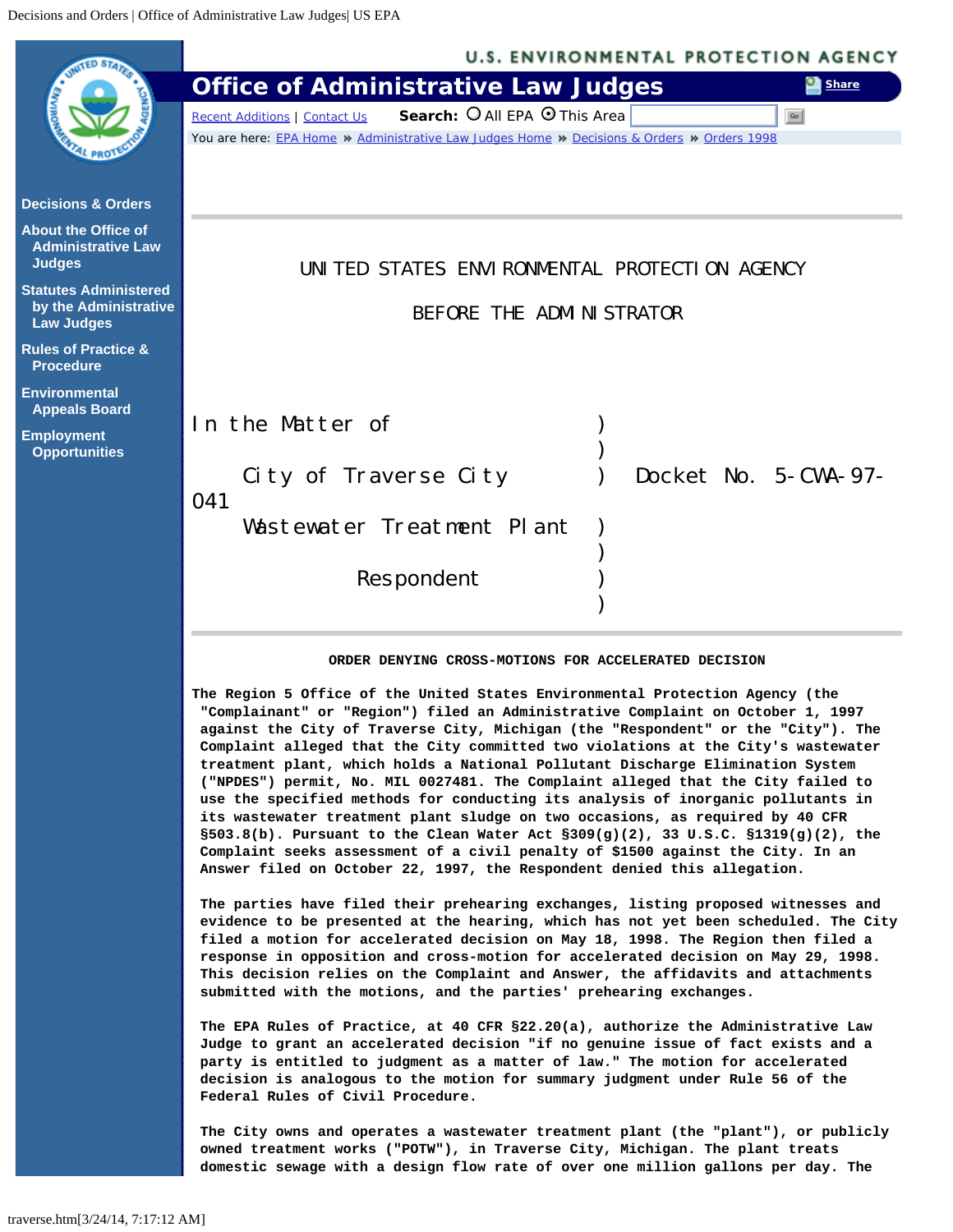UNITED STATES ENVIRONMENTAL PROTECTION AGENCY

BEFORE THE ADMINISTRATOR

```
In the Matter of                    )
                                    )
    City of Traverse City           )   Docket No. 5-CWA-97-041
    Wastewater Treatment Plant      )
                                    )
              Respondent            )
                                    )
```

**ORDER DENYING CROSS-MOTIONS FOR ACCELERATED DECISION**

The Region 5 Office of the United States Environmental Protection Agency (the "Complainant" or "Region") filed an Administrative Complaint on October 1, 1997 against the City of Traverse City, Michigan (the "Respondent" or the "City"). The Complaint alleged that the City committed two violations at the City's wastewater treatment plant, which holds a National Pollutant Discharge Elimination System ("NPDES") permit, No. MIL 0027481. The Complaint alleged that the City failed to use the specified methods for conducting its analysis of inorganic pollutants in its wastewater treatment plant sludge on two occasions, as required by 40 CFR §503.8(b). Pursuant to the Clean Water Act §309(g)(2), 33 U.S.C. §1319(g)(2), the Complaint seeks assessment of a civil penalty of $1500 against the City. In an Answer filed on October 22, 1997, the Respondent denied this allegation.

The parties have filed their prehearing exchanges, listing proposed witnesses and evidence to be presented at the hearing, which has not yet been scheduled. The City filed a motion for accelerated decision on May 18, 1998. The Region then filed a response in opposition and cross-motion for accelerated decision on May 29, 1998. This decision relies on the Complaint and Answer, the affidavits and attachments submitted with the motions, and the parties' prehearing exchanges.

The EPA Rules of Practice, at 40 CFR §22.20(a), authorize the Administrative Law Judge to grant an accelerated decision "if no genuine issue of fact exists and a party is entitled to judgment as a matter of law." The motion for accelerated decision is analogous to the motion for summary judgment under Rule 56 of the Federal Rules of Civil Procedure.

The City owns and operates a wastewater treatment plant (the "plant"), or publicly owned treatment works ("POTW"), in Traverse City, Michigan. The plant treats domestic sewage with a design flow rate of over one million gallons per day. The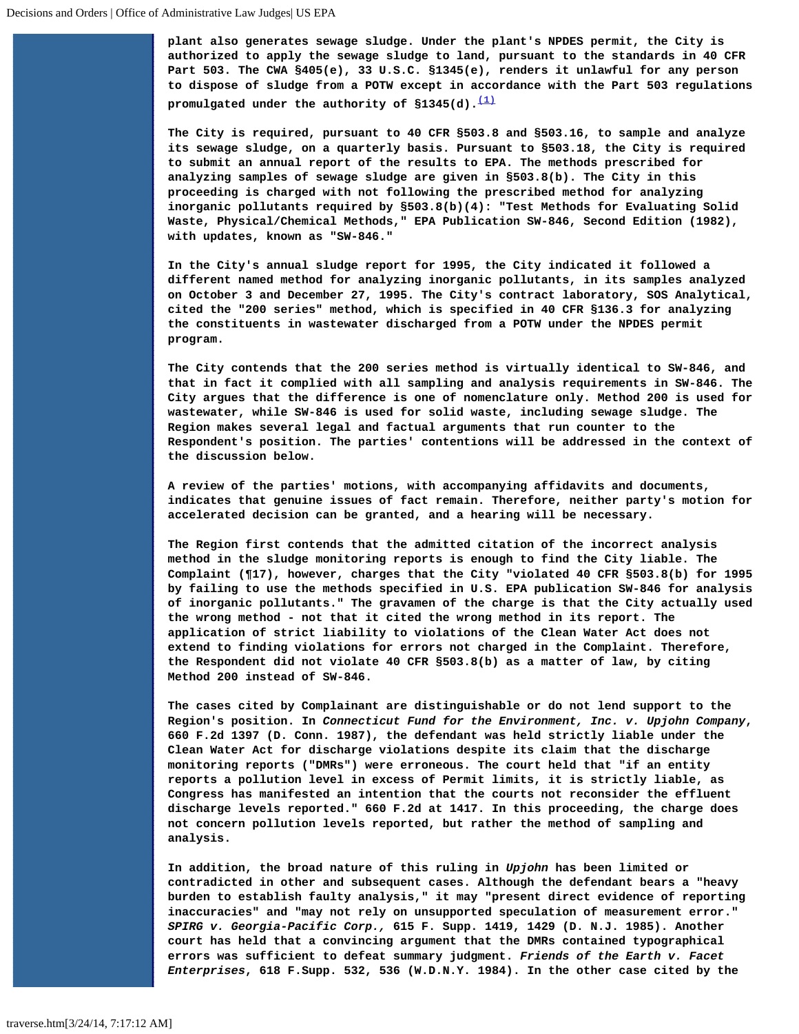plant also generates sewage sludge. Under the plant's NPDES permit, the City is authorized to apply the sewage sludge to land, pursuant to the standards in 40 CFR Part 503. The CWA §405(e), 33 U.S.C. §1345(e), renders it unlawful for any person to dispose of sludge from a POTW except in accordance with the Part 503 regulations promulgated under the authority of §1345(d).[(1)]

The City is required, pursuant to 40 CFR §503.8 and §503.16, to sample and analyze its sewage sludge, on a quarterly basis. Pursuant to §503.18, the City is required to submit an annual report of the results to EPA. The methods prescribed for analyzing samples of sewage sludge are given in §503.8(b). The City in this proceeding is charged with not following the prescribed method for analyzing inorganic pollutants required by §503.8(b)(4): "Test Methods for Evaluating Solid Waste, Physical/Chemical Methods," EPA Publication SW-846, Second Edition (1982), with updates, known as "SW-846."

In the City's annual sludge report for 1995, the City indicated it followed a different named method for analyzing inorganic pollutants, in its samples analyzed on October 3 and December 27, 1995. The City's contract laboratory, SOS Analytical, cited the "200 series" method, which is specified in 40 CFR §136.3 for analyzing the constituents in wastewater discharged from a POTW under the NPDES permit program.

The City contends that the 200 series method is virtually identical to SW-846, and that in fact it complied with all sampling and analysis requirements in SW-846. The City argues that the difference is one of nomenclature only. Method 200 is used for wastewater, while SW-846 is used for solid waste, including sewage sludge. The Region makes several legal and factual arguments that run counter to the Respondent's position. The parties' contentions will be addressed in the context of the discussion below.

A review of the parties' motions, with accompanying affidavits and documents, indicates that genuine issues of fact remain. Therefore, neither party's motion for accelerated decision can be granted, and a hearing will be necessary.

The Region first contends that the admitted citation of the incorrect analysis method in the sludge monitoring reports is enough to find the City liable. The Complaint (¶17), however, charges that the City "violated 40 CFR §503.8(b) for 1995 by failing to use the methods specified in U.S. EPA publication SW-846 for analysis of inorganic pollutants." The gravamen of the charge is that the City actually used the wrong method - not that it cited the wrong method in its report. The application of strict liability to violations of the Clean Water Act does not extend to finding violations for errors not charged in the Complaint. Therefore, the Respondent did not violate 40 CFR §503.8(b) as a matter of law, by citing Method 200 instead of SW-846.

The cases cited by Complainant are distinguishable or do not lend support to the Region's position. In *Connecticut Fund for the Environment, Inc. v. Upjohn Company*, 660 F.2d 1397 (D. Conn. 1987), the defendant was held strictly liable under the Clean Water Act for discharge violations despite its claim that the discharge monitoring reports ("DMRs") were erroneous. The court held that "if an entity reports a pollution level in excess of Permit limits, it is strictly liable, as Congress has manifested an intention that the courts not reconsider the effluent discharge levels reported." 660 F.2d at 1417. In this proceeding, the charge does not concern pollution levels reported, but rather the method of sampling and analysis.

In addition, the broad nature of this ruling in *Upjohn* has been limited or contradicted in other and subsequent cases. Although the defendant bears a "heavy burden to establish faulty analysis," it may "present direct evidence of reporting inaccuracies" and "may not rely on unsupported speculation of measurement error." *SPIRG v. Georgia-Pacific Corp.,* 615 F. Supp. 1419, 1429 (D. N.J. 1985). Another court has held that a convincing argument that the DMRs contained typographical errors was sufficient to defeat summary judgment. *Friends of the Earth v. Facet Enterprises*, 618 F.Supp. 532, 536 (W.D.N.Y. 1984). In the other case cited by the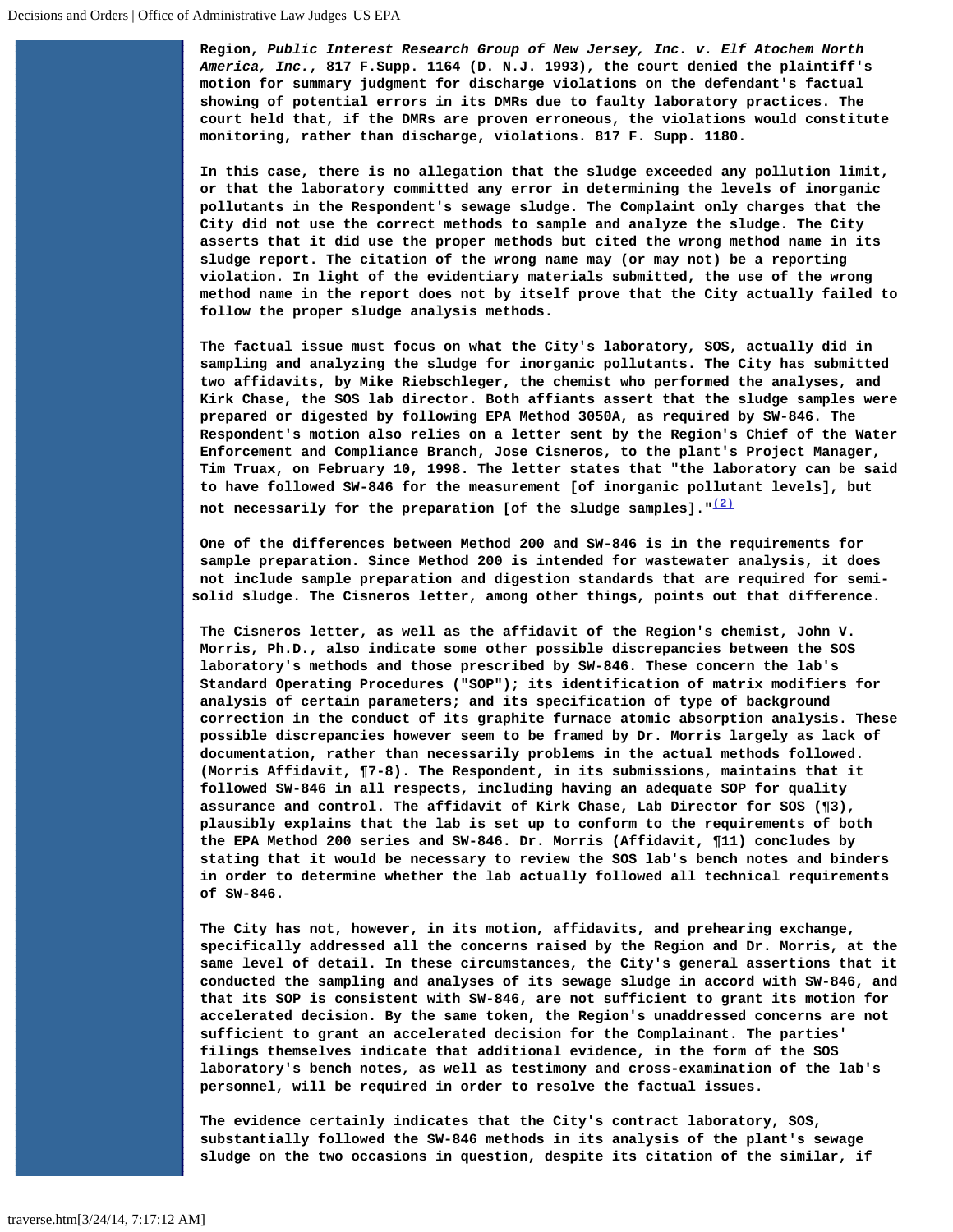Region, *Public Interest Research Group of New Jersey, Inc. v. Elf Atochem North America, Inc.*, 817 F.Supp. 1164 (D. N.J. 1993), the court denied the plaintiff's motion for summary judgment for discharge violations on the defendant's factual showing of potential errors in its DMRs due to faulty laboratory practices. The court held that, if the DMRs are proven erroneous, the violations would constitute monitoring, rather than discharge, violations. 817 F. Supp. 1180.

In this case, there is no allegation that the sludge exceeded any pollution limit, or that the laboratory committed any error in determining the levels of inorganic pollutants in the Respondent's sewage sludge. The Complaint only charges that the City did not use the correct methods to sample and analyze the sludge. The City asserts that it did use the proper methods but cited the wrong method name in its sludge report. The citation of the wrong name may (or may not) be a reporting violation. In light of the evidentiary materials submitted, the use of the wrong method name in the report does not by itself prove that the City actually failed to follow the proper sludge analysis methods.

The factual issue must focus on what the City's laboratory, SOS, actually did in sampling and analyzing the sludge for inorganic pollutants. The City has submitted two affidavits, by Mike Riebschleger, the chemist who performed the analyses, and Kirk Chase, the SOS lab director. Both affiants assert that the sludge samples were prepared or digested by following EPA Method 3050A, as required by SW-846. The Respondent's motion also relies on a letter sent by the Region's Chief of the Water Enforcement and Compliance Branch, Jose Cisneros, to the plant's Project Manager, Tim Truax, on February 10, 1998. The letter states that "the laboratory can be said to have followed SW-846 for the measurement [of inorganic pollutant levels], but not necessarily for the preparation [of the sludge samples]."[(2)]

One of the differences between Method 200 and SW-846 is in the requirements for sample preparation. Since Method 200 is intended for wastewater analysis, it does not include sample preparation and digestion standards that are required for semi-solid sludge. The Cisneros letter, among other things, points out that difference.

The Cisneros letter, as well as the affidavit of the Region's chemist, John V. Morris, Ph.D., also indicate some other possible discrepancies between the SOS laboratory's methods and those prescribed by SW-846. These concern the lab's Standard Operating Procedures ("SOP"); its identification of matrix modifiers for analysis of certain parameters; and its specification of type of background correction in the conduct of its graphite furnace atomic absorption analysis. These possible discrepancies however seem to be framed by Dr. Morris largely as lack of documentation, rather than necessarily problems in the actual methods followed. (Morris Affidavit, ¶7-8). The Respondent, in its submissions, maintains that it followed SW-846 in all respects, including having an adequate SOP for quality assurance and control. The affidavit of Kirk Chase, Lab Director for SOS (¶3), plausibly explains that the lab is set up to conform to the requirements of both the EPA Method 200 series and SW-846. Dr. Morris (Affidavit, ¶11) concludes by stating that it would be necessary to review the SOS lab's bench notes and binders in order to determine whether the lab actually followed all technical requirements of SW-846.

The City has not, however, in its motion, affidavits, and prehearing exchange, specifically addressed all the concerns raised by the Region and Dr. Morris, at the same level of detail. In these circumstances, the City's general assertions that it conducted the sampling and analyses of its sewage sludge in accord with SW-846, and that its SOP is consistent with SW-846, are not sufficient to grant its motion for accelerated decision. By the same token, the Region's unaddressed concerns are not sufficient to grant an accelerated decision for the Complainant. The parties' filings themselves indicate that additional evidence, in the form of the SOS laboratory's bench notes, as well as testimony and cross-examination of the lab's personnel, will be required in order to resolve the factual issues.

The evidence certainly indicates that the City's contract laboratory, SOS, substantially followed the SW-846 methods in its analysis of the plant's sewage sludge on the two occasions in question, despite its citation of the similar, if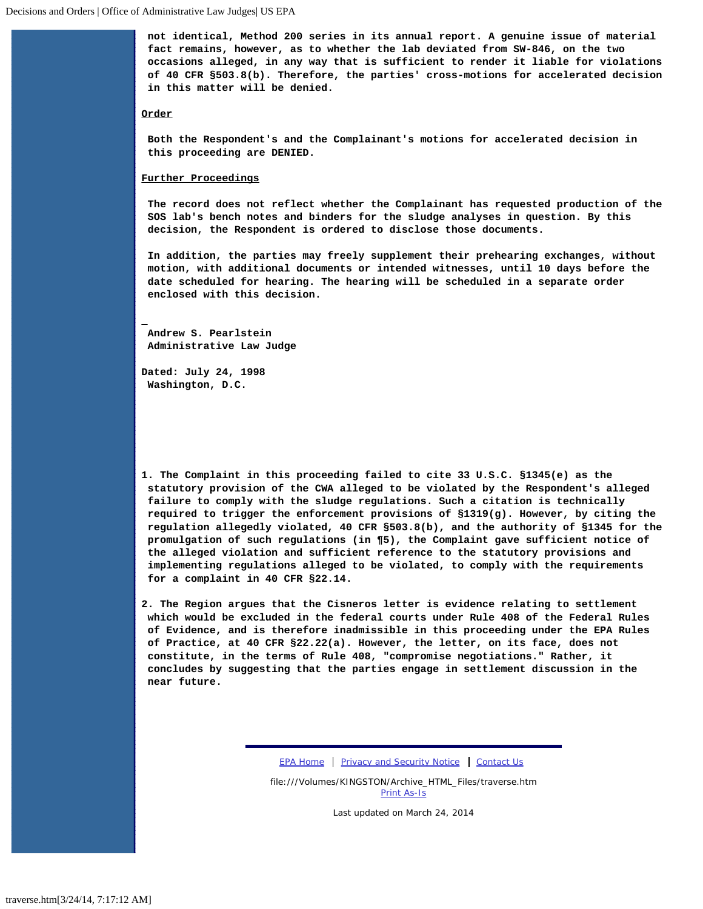not identical, Method 200 series in its annual report. A genuine issue of material fact remains, however, as to whether the lab deviated from SW-846, on the two occasions alleged, in any way that is sufficient to render it liable for violations of 40 CFR §503.8(b). Therefore, the parties' cross-motions for accelerated decision in this matter will be denied.

**Order**

Both the Respondent's and the Complainant's motions for accelerated decision in this proceeding are DENIED.

**Further Proceedings**

The record does not reflect whether the Complainant has requested production of the SOS lab's bench notes and binders for the sludge analyses in question. By this decision, the Respondent is ordered to disclose those documents.

In addition, the parties may freely supplement their prehearing exchanges, without motion, with additional documents or intended witnesses, until 10 days before the date scheduled for hearing. The hearing will be scheduled in a separate order enclosed with this decision.

Andrew S. Pearlstein
Administrative Law Judge

Dated: July 24, 1998
Washington, D.C.

1. The Complaint in this proceeding failed to cite 33 U.S.C. §1345(e) as the statutory provision of the CWA alleged to be violated by the Respondent's alleged failure to comply with the sludge regulations. Such a citation is technically required to trigger the enforcement provisions of §1319(g). However, by citing the regulation allegedly violated, 40 CFR §503.8(b), and the authority of §1345 for the promulgation of such regulations (in ¶5), the Complaint gave sufficient notice of the alleged violation and sufficient reference to the statutory provisions and implementing regulations alleged to be violated, to comply with the requirements for a complaint in 40 CFR §22.14.

2. The Region argues that the Cisneros letter is evidence relating to settlement which would be excluded in the federal courts under Rule 408 of the Federal Rules of Evidence, and is therefore inadmissible in this proceeding under the EPA Rules of Practice, at 40 CFR §22.22(a). However, the letter, on its face, does not constitute, in the terms of Rule 408, "compromise negotiations." Rather, it concludes by suggesting that the parties engage in settlement discussion in the near future.